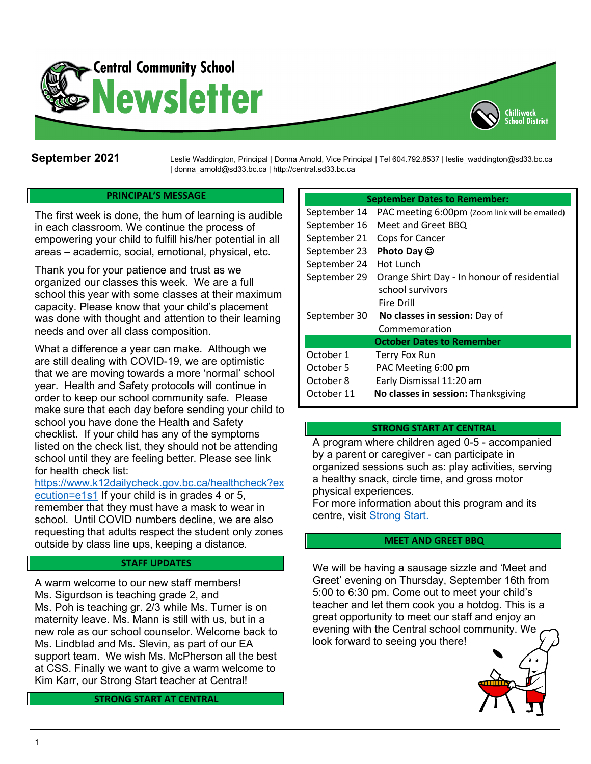# Central Community School Newsletter

Chilliwack School District

**September 2021**

Leslie Waddington, Principal | Donna Arnold, Vice Principal | Tel 604.792.8537 | leslie_waddington@sd33.bc.ca | donna_arnold@sd33.bc.ca | http://central.sd33.bc.ca

## PRINCIPAL'S MESSAGE

The first week is done, the hum of learning is audible in each classroom. We continue the process of empowering your child to fulfill his/her potential in all areas – academic, social, emotional, physical, etc.

Thank you for your patience and trust as we organized our classes this week. We are a full school this year with some classes at their maximum capacity. Please know that your child's placement was done with thought and attention to their learning needs and over all class composition.

What a difference a year can make. Although we are still dealing with COVID-19, we are optimistic that we are moving towards a more 'normal' school year. Health and Safety protocols will continue in order to keep our school community safe. Please make sure that each day before sending your child to school you have done the Health and Safety checklist. If your child has any of the symptoms listed on the check list, they should not be attending school until they are feeling better. Please see link for health check list: https://www.k12dailycheck.gov.bc.ca/healthcheck?execution=e1s1 If your child is in grades 4 or 5, remember that they must have a mask to wear in school. Until COVID numbers decline, we are also requesting that adults respect the student only zones outside by class line ups, keeping a distance.

## STAFF UPDATES

A warm welcome to our new staff members! Ms. Sigurdson is teaching grade 2, and Ms. Poh is teaching gr. 2/3 while Ms. Turner is on maternity leave. Ms. Mann is still with us, but in a new role as our school counselor. Welcome back to Ms. Lindblad and Ms. Slevin, as part of our EA support team. We wish Ms. McPherson all the best at CSS. Finally we want to give a warm welcome to Kim Karr, our Strong Start teacher at Central!

| September Dates to Remember: | |
|---|---|
| September 14 | PAC meeting 6:00pm (Zoom link will be emailed) |
| September 16 | Meet and Greet BBQ |
| September 21 | Cops for Cancer |
| September 23 | **Photo Day** ☺ |
| September 24 | Hot Lunch |
| September 29 | Orange Shirt Day - In honour of residential school survivors<br>Fire Drill |
| September 30 | **No classes in session:** Day of Commemoration |
| **October Dates to Remember** | |
| October 1 | Terry Fox Run |
| October 5 | PAC Meeting 6:00 pm |
| October 8 | Early Dismissal 11:20 am |
| October 11 | **No classes in session:** Thanksgiving |

## STRONG START AT CENTRAL

A program where children aged 0-5 - accompanied by a parent or caregiver - can participate in organized sessions such as: play activities, serving a healthy snack, circle time, and gross motor physical experiences.
For more information about this program and its centre, visit Strong Start.

## MEET AND GREET BBQ

We will be having a sausage sizzle and 'Meet and Greet' evening on Thursday, September 16th from 5:00 to 6:30 pm. Come out to meet your child's teacher and let them cook you a hotdog. This is a great opportunity to meet our staff and enjoy an evening with the Central school community. We look forward to seeing you there!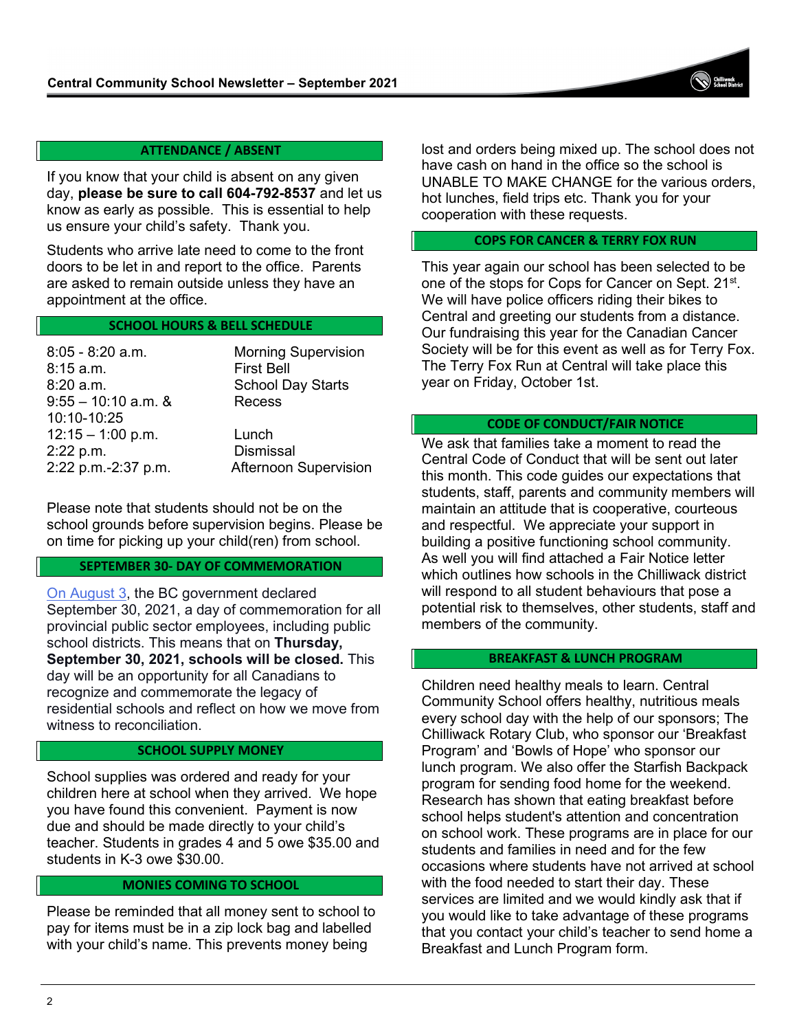## ATTENDANCE / ABSENT

If you know that your child is absent on any given day, **please be sure to call 604-792-8537** and let us know as early as possible. This is essential to help us ensure your child's safety. Thank you.

Students who arrive late need to come to the front doors to be let in and report to the office. Parents are asked to remain outside unless they have an appointment at the office.

## SCHOOL HOURS & BELL SCHEDULE

| | |
|---|---|
| 8:05 - 8:20 a.m. | Morning Supervision |
| 8:15 a.m. | First Bell |
| 8:20 a.m. | School Day Starts |
| 9:55 – 10:10 a.m. & 10:10-10:25 | Recess |
| 12:15 – 1:00 p.m. | Lunch |
| 2:22 p.m. | Dismissal |
| 2:22 p.m.-2:37 p.m. | Afternoon Supervision |

Please note that students should not be on the school grounds before supervision begins. Please be on time for picking up your child(ren) from school.

## SEPTEMBER 30- DAY OF COMMEMORATION

On August 3, the BC government declared September 30, 2021, a day of commemoration for all provincial public sector employees, including public school districts. This means that on **Thursday, September 30, 2021, schools will be closed.** This day will be an opportunity for all Canadians to recognize and commemorate the legacy of residential schools and reflect on how we move from witness to reconciliation.

## SCHOOL SUPPLY MONEY

School supplies was ordered and ready for your children here at school when they arrived. We hope you have found this convenient. Payment is now due and should be made directly to your child's teacher. Students in grades 4 and 5 owe $35.00 and students in K-3 owe $30.00.

## MONIES COMING TO SCHOOL

Please be reminded that all money sent to school to pay for items must be in a zip lock bag and labelled with your child's name. This prevents money being lost and orders being mixed up. The school does not have cash on hand in the office so the school is UNABLE TO MAKE CHANGE for the various orders, hot lunches, field trips etc. Thank you for your cooperation with these requests.

## COPS FOR CANCER & TERRY FOX RUN

This year again our school has been selected to be one of the stops for Cops for Cancer on Sept. 21st. We will have police officers riding their bikes to Central and greeting our students from a distance. Our fundraising this year for the Canadian Cancer Society will be for this event as well as for Terry Fox. The Terry Fox Run at Central will take place this year on Friday, October 1st.

## CODE OF CONDUCT/FAIR NOTICE

We ask that families take a moment to read the Central Code of Conduct that will be sent out later this month. This code guides our expectations that students, staff, parents and community members will maintain an attitude that is cooperative, courteous and respectful. We appreciate your support in building a positive functioning school community. As well you will find attached a Fair Notice letter which outlines how schools in the Chilliwack district will respond to all student behaviours that pose a potential risk to themselves, other students, staff and members of the community.

## BREAKFAST & LUNCH PROGRAM

Children need healthy meals to learn. Central Community School offers healthy, nutritious meals every school day with the help of our sponsors; The Chilliwack Rotary Club, who sponsor our 'Breakfast Program' and 'Bowls of Hope' who sponsor our lunch program. We also offer the Starfish Backpack program for sending food home for the weekend. Research has shown that eating breakfast before school helps student's attention and concentration on school work. These programs are in place for our students and families in need and for the few occasions where students have not arrived at school with the food needed to start their day. These services are limited and we would kindly ask that if you would like to take advantage of these programs that you contact your child's teacher to send home a Breakfast and Lunch Program form.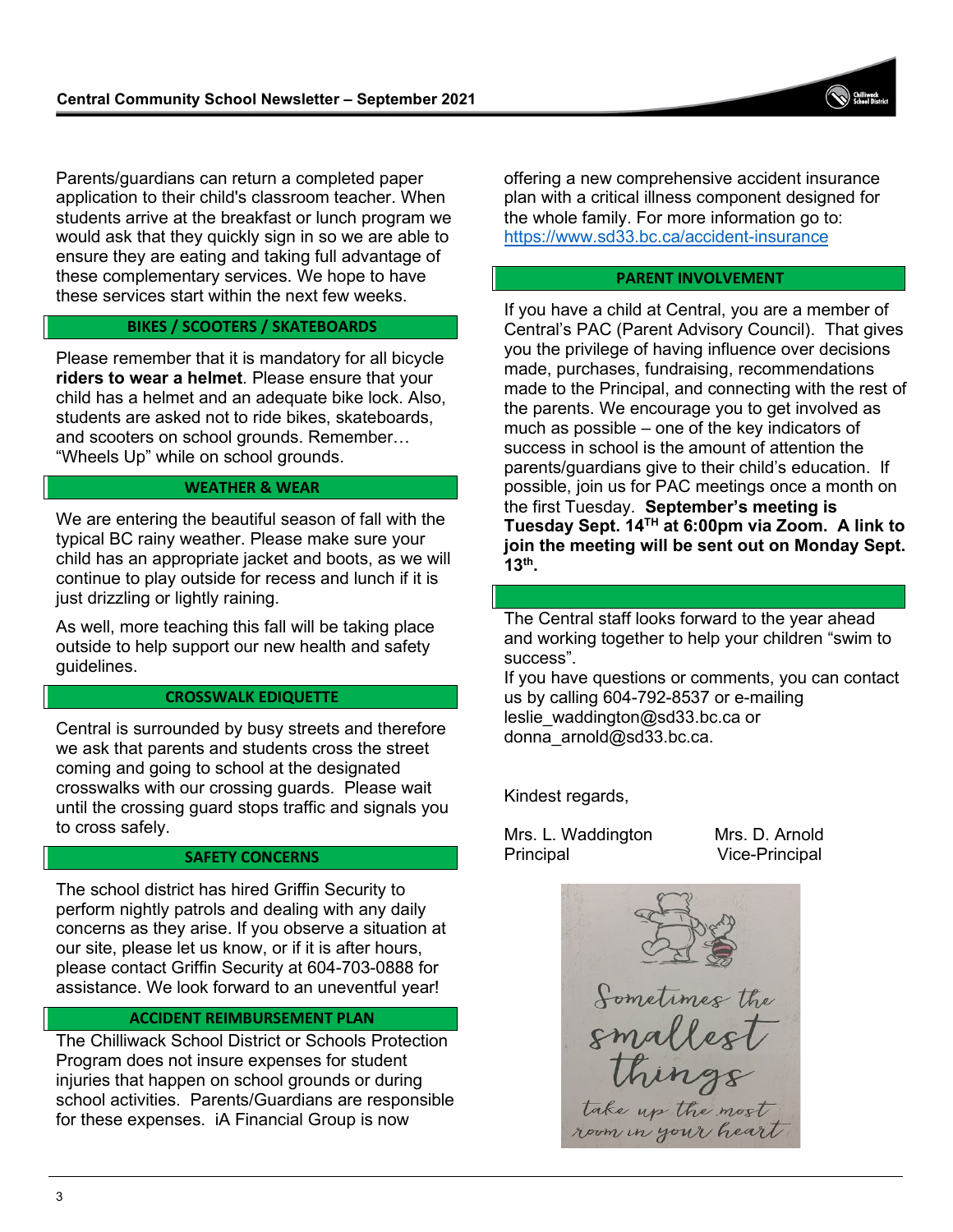Parents/guardians can return a completed paper application to their child's classroom teacher. When students arrive at the breakfast or lunch program we would ask that they quickly sign in so we are able to ensure they are eating and taking full advantage of these complementary services. We hope to have these services start within the next few weeks.

## BIKES / SCOOTERS / SKATEBOARDS

Please remember that it is mandatory for all bicycle **riders to wear a helmet**. Please ensure that your child has a helmet and an adequate bike lock. Also, students are asked not to ride bikes, skateboards, and scooters on school grounds. Remember… "Wheels Up" while on school grounds.

## WEATHER & WEAR

We are entering the beautiful season of fall with the typical BC rainy weather. Please make sure your child has an appropriate jacket and boots, as we will continue to play outside for recess and lunch if it is just drizzling or lightly raining.

As well, more teaching this fall will be taking place outside to help support our new health and safety guidelines.

## CROSSWALK EDIQUETTE

Central is surrounded by busy streets and therefore we ask that parents and students cross the street coming and going to school at the designated crosswalks with our crossing guards. Please wait until the crossing guard stops traffic and signals you to cross safely.

## SAFETY CONCERNS

The school district has hired Griffin Security to perform nightly patrols and dealing with any daily concerns as they arise. If you observe a situation at our site, please let us know, or if it is after hours, please contact Griffin Security at 604-703-0888 for assistance. We look forward to an uneventful year!

## ACCIDENT REIMBURSEMENT PLAN

The Chilliwack School District or Schools Protection Program does not insure expenses for student injuries that happen on school grounds or during school activities. Parents/Guardians are responsible for these expenses. iA Financial Group is now offering a new comprehensive accident insurance plan with a critical illness component designed for the whole family. For more information go to: https://www.sd33.bc.ca/accident-insurance

## PARENT INVOLVEMENT

If you have a child at Central, you are a member of Central's PAC (Parent Advisory Council). That gives you the privilege of having influence over decisions made, purchases, fundraising, recommendations made to the Principal, and connecting with the rest of the parents. We encourage you to get involved as much as possible – one of the key indicators of success in school is the amount of attention the parents/guardians give to their child's education. If possible, join us for PAC meetings once a month on the first Tuesday. **September's meeting is Tuesday Sept. 14TH at 6:00pm via Zoom. A link to join the meeting will be sent out on Monday Sept. 13th.**

The Central staff looks forward to the year ahead and working together to help your children "swim to success".

If you have questions or comments, you can contact us by calling 604-792-8537 or e-mailing leslie_waddington@sd33.bc.ca or donna_arnold@sd33.bc.ca.

Kindest regards,

Mrs. L. Waddington
Principal

Mrs. D. Arnold
Vice-Principal

Sometimes the smallest things take up the most room in your heart